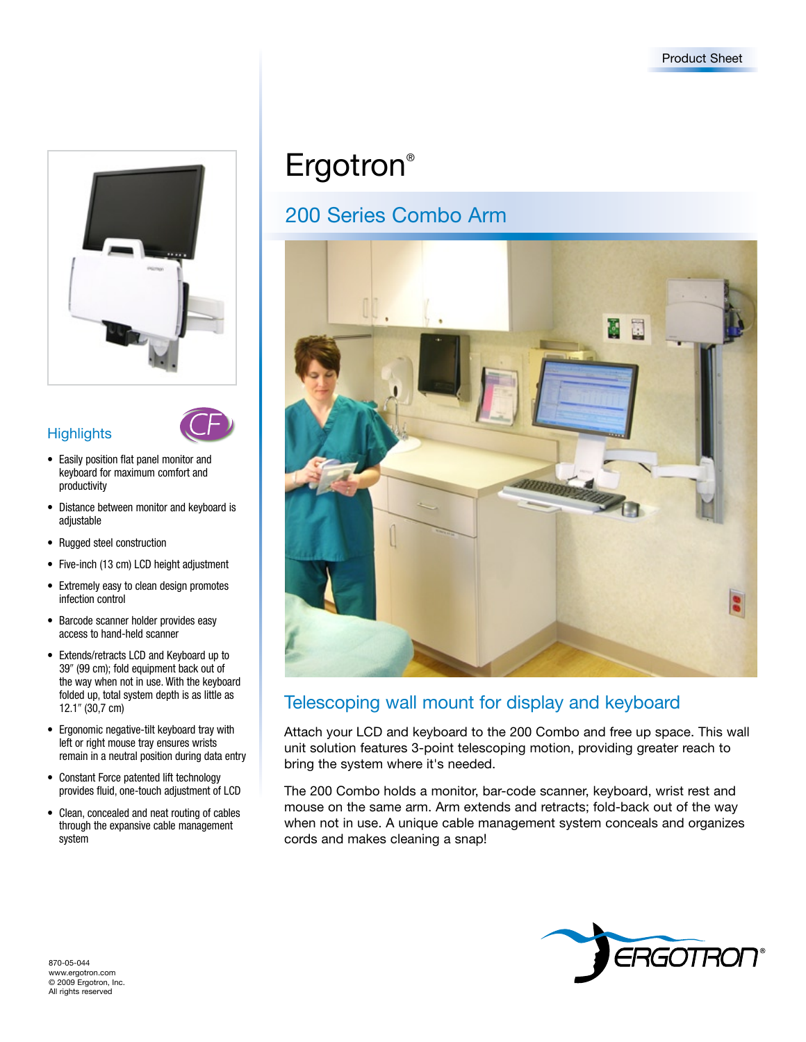Product Sheet

# Ergotron®

## 200 Series Combo Arm

### Telescoping wall mount for display and keyboard

Attach your LCD and keyboard to the 200 Combo and free up space. This wall unit solution features 3-point telescoping motion, providing greater reach to bring the system where it's needed.

The 200 Combo holds a monitor, bar-code scanner, keyboard, wrist rest and mouse on the same arm. Arm extends and retracts; fold-back out of the way when not in use. A unique cable management system conceals and organizes cords and makes cleaning a snap!

### Highlights

- Easily position flat panel monitor and keyboard for maximum comfort and productivity
- Distance between monitor and keyboard is adjustable
- Rugged steel construction
- Five-inch (13 cm) LCD height adjustment
- Extremely easy to clean design promotes infection control
- Barcode scanner holder provides easy access to hand-held scanner
- Extends/retracts LCD and Keyboard up to 39″ (99 cm); fold equipment back out of the way when not in use. With the keyboard folded up, total system depth is as little as 12.1″ (30,7 cm)
- Ergonomic negative-tilt keyboard tray with left or right mouse tray ensures wrists remain in a neutral position during data entry
- Constant Force patented lift technology provides fluid, one-touch adjustment of LCD
- Clean, concealed and neat routing of cables through the expansive cable management system

870-05-044
www.ergotron.com
© 2009 Ergotron, Inc.
All rights reserved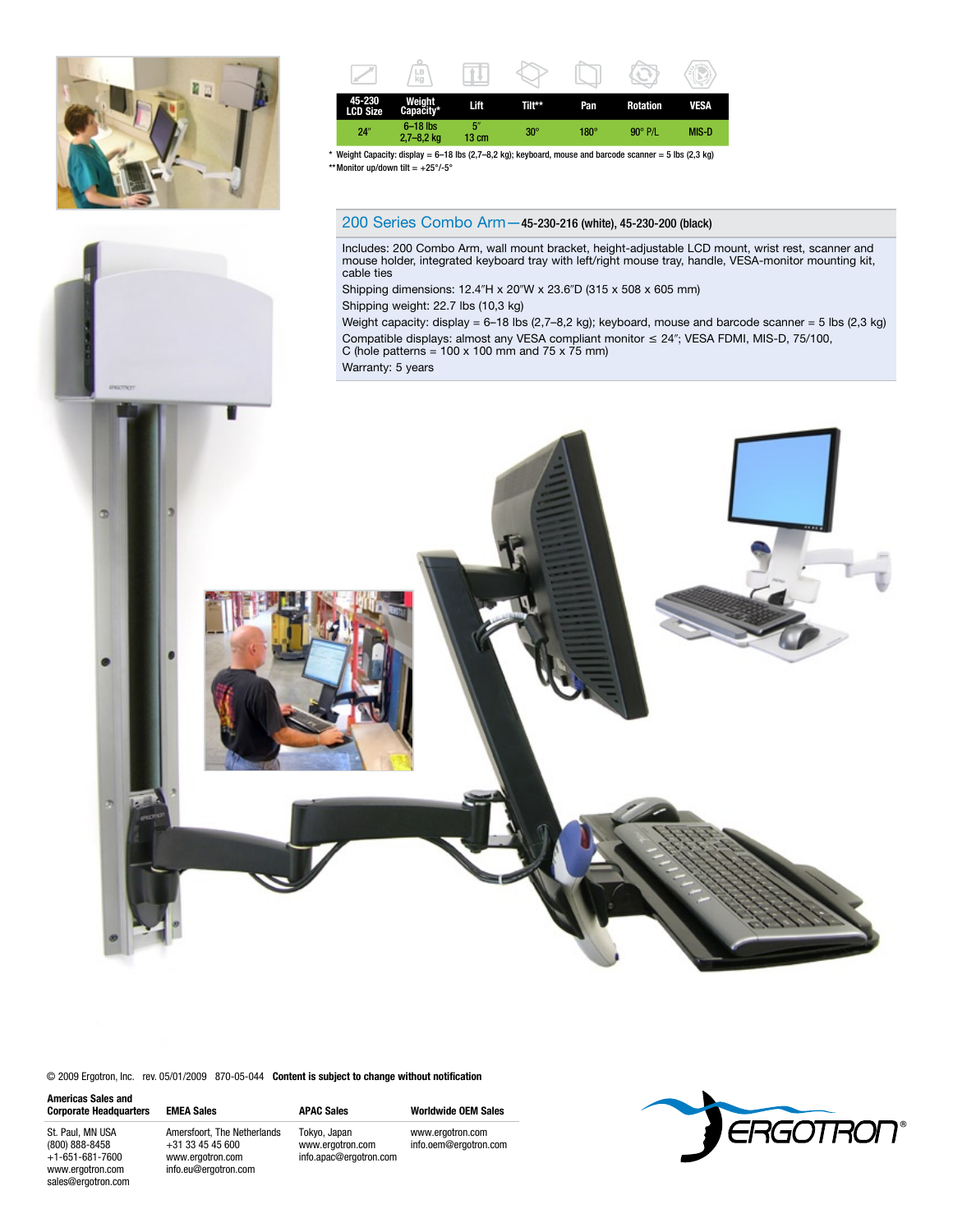| 45-230 LCD Size | Weight Capacity* | Lift | Tilt** | Pan | Rotation | VESA |
|---|---|---|---|---|---|---|
| 24" | 6–18 lbs 2,7–8,2 kg | 5" 13 cm | 30° | 180° | 90° P/L | MIS-D |

\* Weight Capacity: display = 6–18 lbs (2,7–8,2 kg); keyboard, mouse and barcode scanner = 5 lbs (2,3 kg)

** Monitor up/down tilt = +25°/-5°

## 200 Series Combo Arm—45-230-216 (white), 45-230-200 (black)

Includes: 200 Combo Arm, wall mount bracket, height-adjustable LCD mount, wrist rest, scanner and mouse holder, integrated keyboard tray with left/right mouse tray, handle, VESA-monitor mounting kit, cable ties

Shipping dimensions: 12.4"H x 20"W x 23.6"D (315 x 508 x 605 mm)

Shipping weight: 22.7 lbs (10,3 kg)

Weight capacity: display = 6–18 lbs (2,7–8,2 kg); keyboard, mouse and barcode scanner = 5 lbs (2,3 kg)

Compatible displays: almost any VESA compliant monitor ≤ 24"; VESA FDMI, MIS-D, 75/100, C (hole patterns = 100 x 100 mm and 75 x 75 mm)

Warranty: 5 years

© 2009 Ergotron, Inc. rev. 05/01/2009 870-05-044 **Content is subject to change without notification**

| Americas Sales and Corporate Headquarters | EMEA Sales | APAC Sales | Worldwide OEM Sales |
|---|---|---|---|
| St. Paul, MN USA<br>(800) 888-8458<br>+1-651-681-7600<br>www.ergotron.com<br>sales@ergotron.com | Amersfoort, The Netherlands<br>+31 33 45 45 600<br>www.ergotron.com<br>info.eu@ergotron.com | Tokyo, Japan<br>www.ergotron.com<br>info.apac@ergotron.com | www.ergotron.com<br>info.oem@ergotron.com |

ERGOTRON®